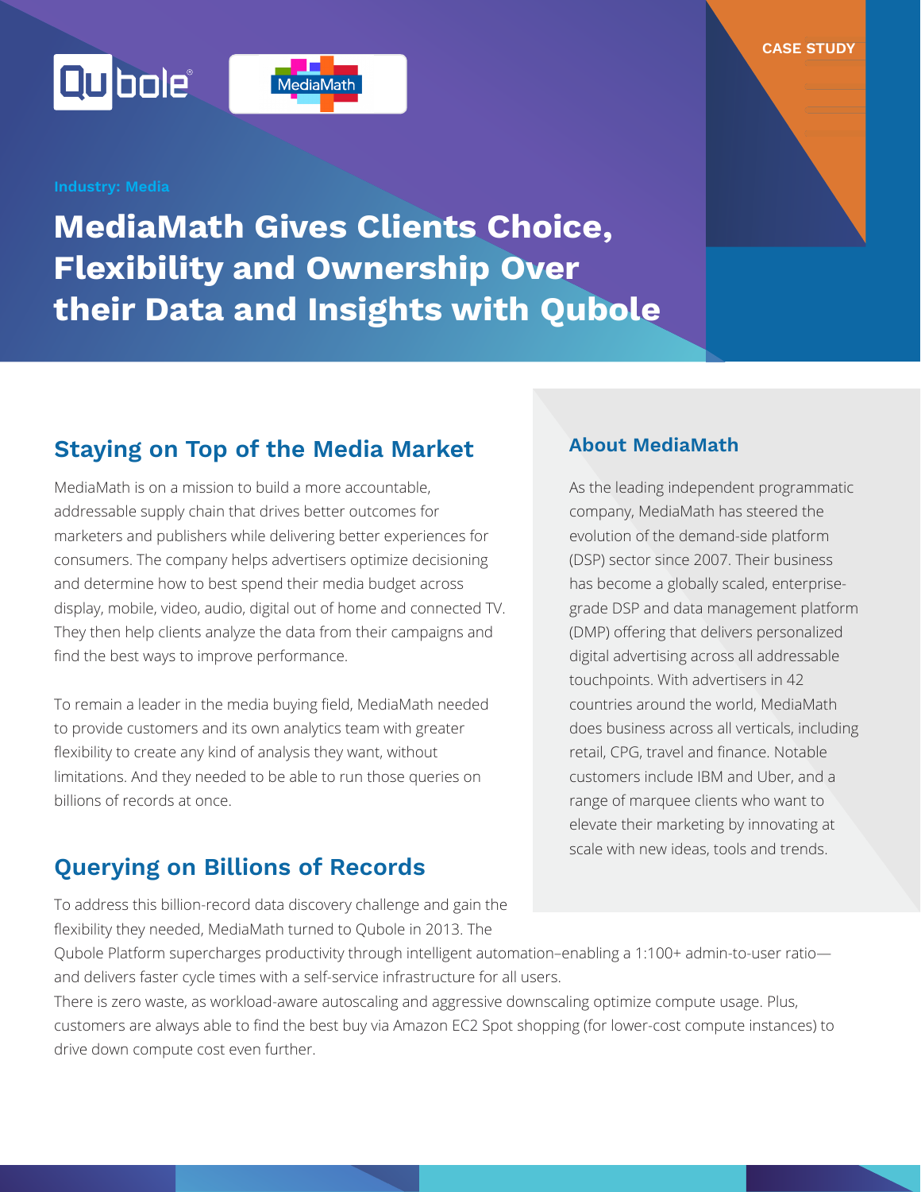CASE STUDY

Industry: Media

# MediaMath Gives Clients Choice, Flexibility and Ownership Over their Data and Insights with Qubole

## Staying on Top of the Media Market

MediaMath is on a mission to build a more accountable, addressable supply chain that drives better outcomes for marketers and publishers while delivering better experiences for consumers. The company helps advertisers optimize decisioning and determine how to best spend their media budget across display, mobile, video, audio, digital out of home and connected TV. They then help clients analyze the data from their campaigns and find the best ways to improve performance.

To remain a leader in the media buying field, MediaMath needed to provide customers and its own analytics team with greater flexibility to create any kind of analysis they want, without limitations. And they needed to be able to run those queries on billions of records at once.

## Querying on Billions of Records

To address this billion-record data discovery challenge and gain the flexibility they needed, MediaMath turned to Qubole in 2013. The Qubole Platform supercharges productivity through intelligent automation–enabling a 1:100+ admin-to-user ratio—and delivers faster cycle times with a self-service infrastructure for all users.
There is zero waste, as workload-aware autoscaling and aggressive downscaling optimize compute usage. Plus, customers are always able to find the best buy via Amazon EC2 Spot shopping (for lower-cost compute instances) to drive down compute cost even further.

### About MediaMath

As the leading independent programmatic company, MediaMath has steered the evolution of the demand-side platform (DSP) sector since 2007. Their business has become a globally scaled, enterprise-grade DSP and data management platform (DMP) offering that delivers personalized digital advertising across all addressable touchpoints. With advertisers in 42 countries around the world, MediaMath does business across all verticals, including retail, CPG, travel and finance. Notable customers include IBM and Uber, and a range of marquee clients who want to elevate their marketing by innovating at scale with new ideas, tools and trends.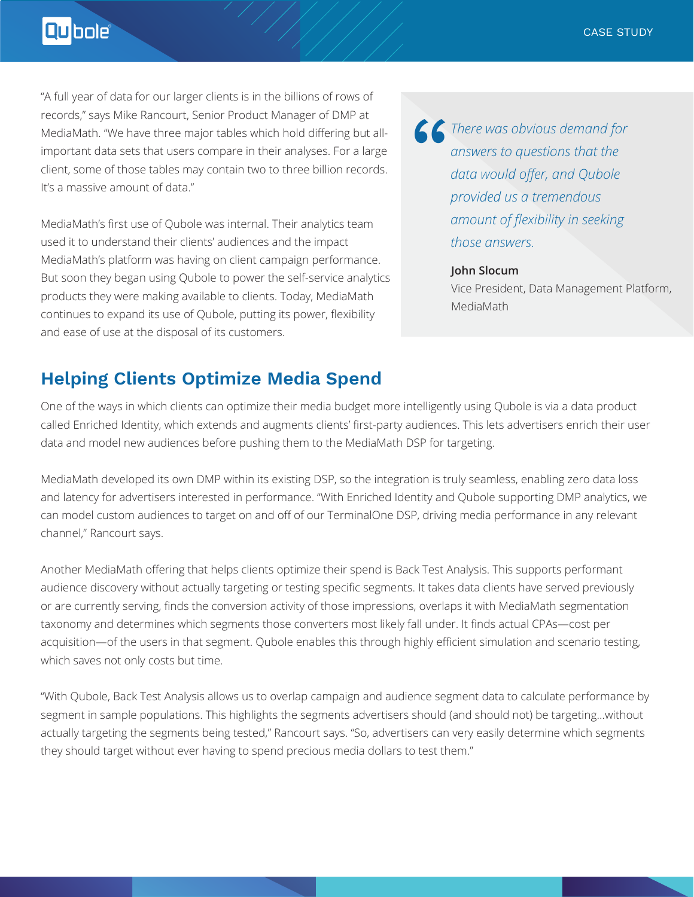"A full year of data for our larger clients is in the billions of rows of records," says Mike Rancourt, Senior Product Manager of DMP at MediaMath. "We have three major tables which hold differing but all-important data sets that users compare in their analyses. For a large client, some of those tables may contain two to three billion records. It's a massive amount of data."

MediaMath's first use of Qubole was internal. Their analytics team used it to understand their clients' audiences and the impact MediaMath's platform was having on client campaign performance. But soon they began using Qubole to power the self-service analytics products they were making available to clients. Today, MediaMath continues to expand its use of Qubole, putting its power, flexibility and ease of use at the disposal of its customers.

> *There was obvious demand for answers to questions that the data would offer, and Qubole provided us a tremendous amount of flexibility in seeking those answers.*
>
> **John Slocum**
> Vice President, Data Management Platform, MediaMath

## Helping Clients Optimize Media Spend

One of the ways in which clients can optimize their media budget more intelligently using Qubole is via a data product called Enriched Identity, which extends and augments clients' first-party audiences. This lets advertisers enrich their user data and model new audiences before pushing them to the MediaMath DSP for targeting.

MediaMath developed its own DMP within its existing DSP, so the integration is truly seamless, enabling zero data loss and latency for advertisers interested in performance. "With Enriched Identity and Qubole supporting DMP analytics, we can model custom audiences to target on and off of our TerminalOne DSP, driving media performance in any relevant channel," Rancourt says.

Another MediaMath offering that helps clients optimize their spend is Back Test Analysis. This supports performant audience discovery without actually targeting or testing specific segments. It takes data clients have served previously or are currently serving, finds the conversion activity of those impressions, overlaps it with MediaMath segmentation taxonomy and determines which segments those converters most likely fall under. It finds actual CPAs—cost per acquisition—of the users in that segment. Qubole enables this through highly efficient simulation and scenario testing, which saves not only costs but time.

"With Qubole, Back Test Analysis allows us to overlap campaign and audience segment data to calculate performance by segment in sample populations. This highlights the segments advertisers should (and should not) be targeting…without actually targeting the segments being tested," Rancourt says. "So, advertisers can very easily determine which segments they should target without ever having to spend precious media dollars to test them."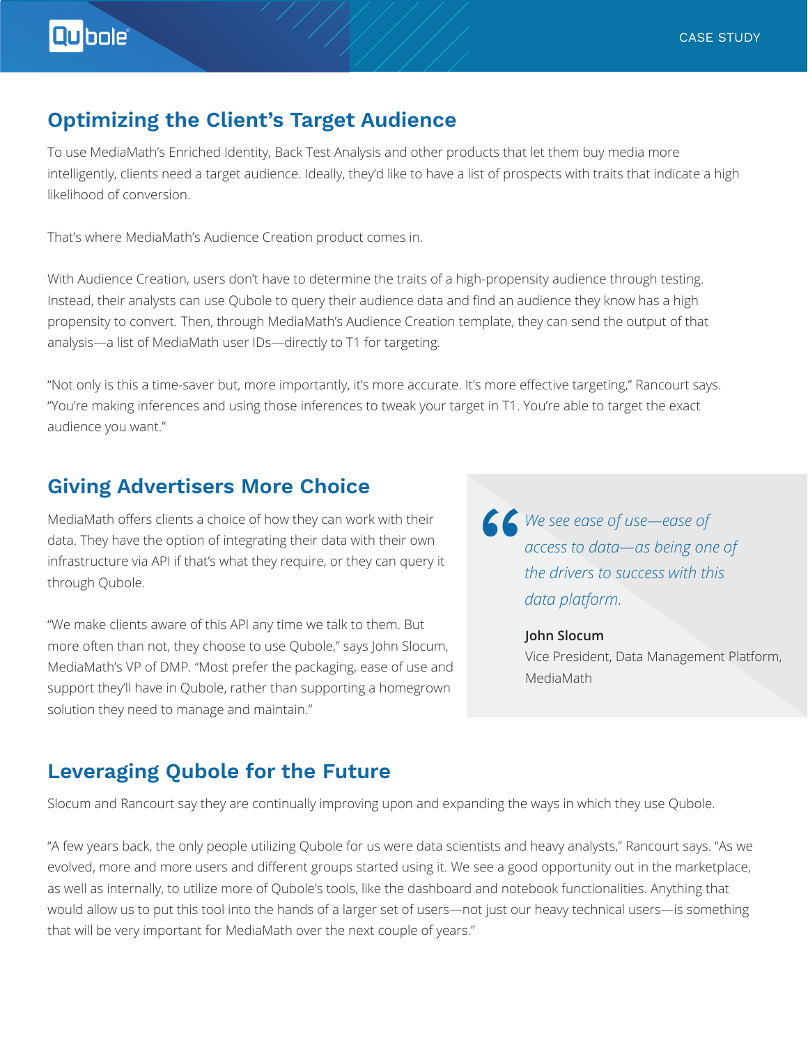## Optimizing the Client's Target Audience

To use MediaMath's Enriched Identity, Back Test Analysis and other products that let them buy media more intelligently, clients need a target audience. Ideally, they'd like to have a list of prospects with traits that indicate a high likelihood of conversion.

That's where MediaMath's Audience Creation product comes in.

With Audience Creation, users don't have to determine the traits of a high-propensity audience through testing. Instead, their analysts can use Qubole to query their audience data and find an audience they know has a high propensity to convert. Then, through MediaMath's Audience Creation template, they can send the output of that analysis—a list of MediaMath user IDs—directly to T1 for targeting.

"Not only is this a time-saver but, more importantly, it's more accurate. It's more effective targeting," Rancourt says. "You're making inferences and using those inferences to tweak your target in T1. You're able to target the exact audience you want."

## Giving Advertisers More Choice

MediaMath offers clients a choice of how they can work with their data. They have the option of integrating their data with their own infrastructure via API if that's what they require, or they can query it through Qubole.

"We make clients aware of this API any time we talk to them. But more often than not, they choose to use Qubole," says John Slocum, MediaMath's VP of DMP. "Most prefer the packaging, ease of use and support they'll have in Qubole, rather than supporting a homegrown solution they need to manage and maintain."

> *We see ease of use—ease of access to data—as being one of the drivers to success with this data platform.*
>
> **John Slocum**
> Vice President, Data Management Platform, MediaMath

## Leveraging Qubole for the Future

Slocum and Rancourt say they are continually improving upon and expanding the ways in which they use Qubole.

"A few years back, the only people utilizing Qubole for us were data scientists and heavy analysts," Rancourt says. "As we evolved, more and more users and different groups started using it. We see a good opportunity out in the marketplace, as well as internally, to utilize more of Qubole's tools, like the dashboard and notebook functionalities. Anything that would allow us to put this tool into the hands of a larger set of users—not just our heavy technical users—is something that will be very important for MediaMath over the next couple of years."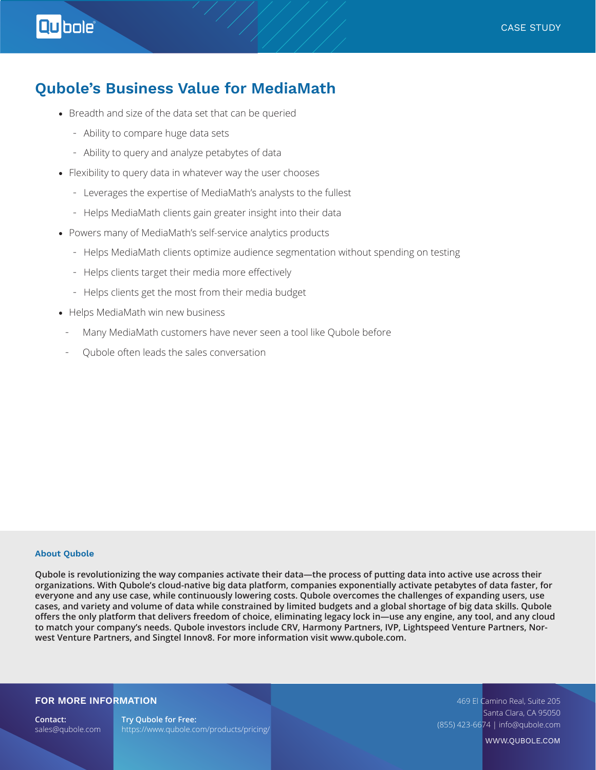## Qubole's Business Value for MediaMath

- Breadth and size of the data set that can be queried
  - Ability to compare huge data sets
  - Ability to query and analyze petabytes of data
- Flexibility to query data in whatever way the user chooses
  - Leverages the expertise of MediaMath's analysts to the fullest
  - Helps MediaMath clients gain greater insight into their data
- Powers many of MediaMath's self-service analytics products
  - Helps MediaMath clients optimize audience segmentation without spending on testing
  - Helps clients target their media more effectively
  - Helps clients get the most from their media budget
- Helps MediaMath win new business
  - Many MediaMath customers have never seen a tool like Qubole before
  - Qubole often leads the sales conversation

### About Qubole

**Qubole is revolutionizing the way companies activate their data—the process of putting data into active use across their organizations. With Qubole's cloud-native big data platform, companies exponentially activate petabytes of data faster, for everyone and any use case, while continuously lowering costs. Qubole overcomes the challenges of expanding users, use cases, and variety and volume of data while constrained by limited budgets and a global shortage of big data skills. Qubole offers the only platform that delivers freedom of choice, eliminating legacy lock in—use any engine, any tool, and any cloud to match your company's needs. Qubole investors include CRV, Harmony Partners, IVP, Lightspeed Venture Partners, Norwest Venture Partners, and Singtel Innov8. For more information visit www.qubole.com.**

**FOR MORE INFORMATION**

**Contact:**
sales@qubole.com

**Try Qubole for Free:**
https://www.qubole.com/products/pricing/

469 El Camino Real, Suite 205
Santa Clara, CA 95050
(855) 423-6674 | info@qubole.com

WWW.QUBOLE.COM